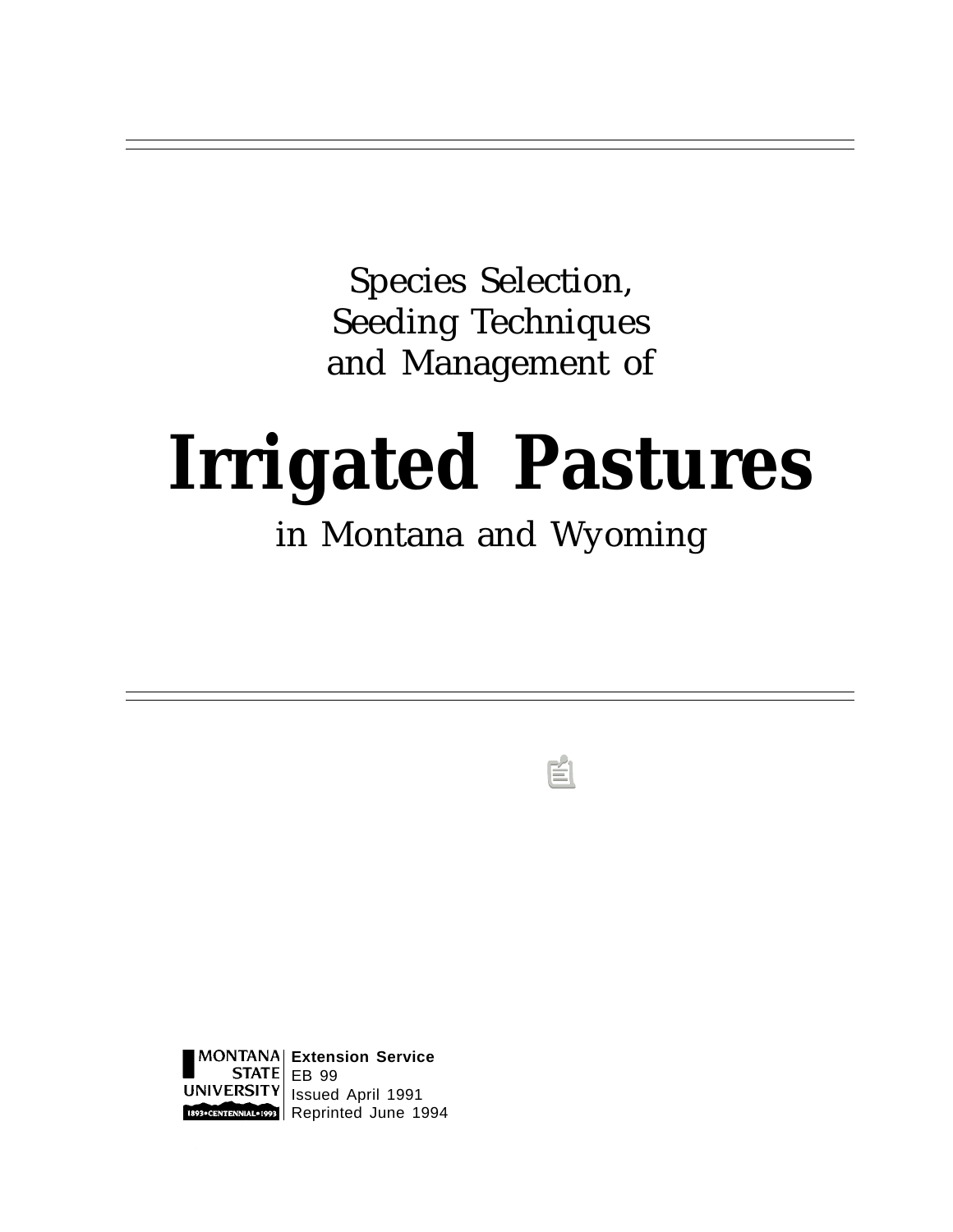Species Selection,
Seeding Techniques
and Management of

# Irrigated Pastures

in Montana and Wyoming

MONTANA STATE UNIVERSITY
1893 • CENTENNIAL • 1993

**Extension Service**
EB 99
Issued April 1991
Reprinted June 1994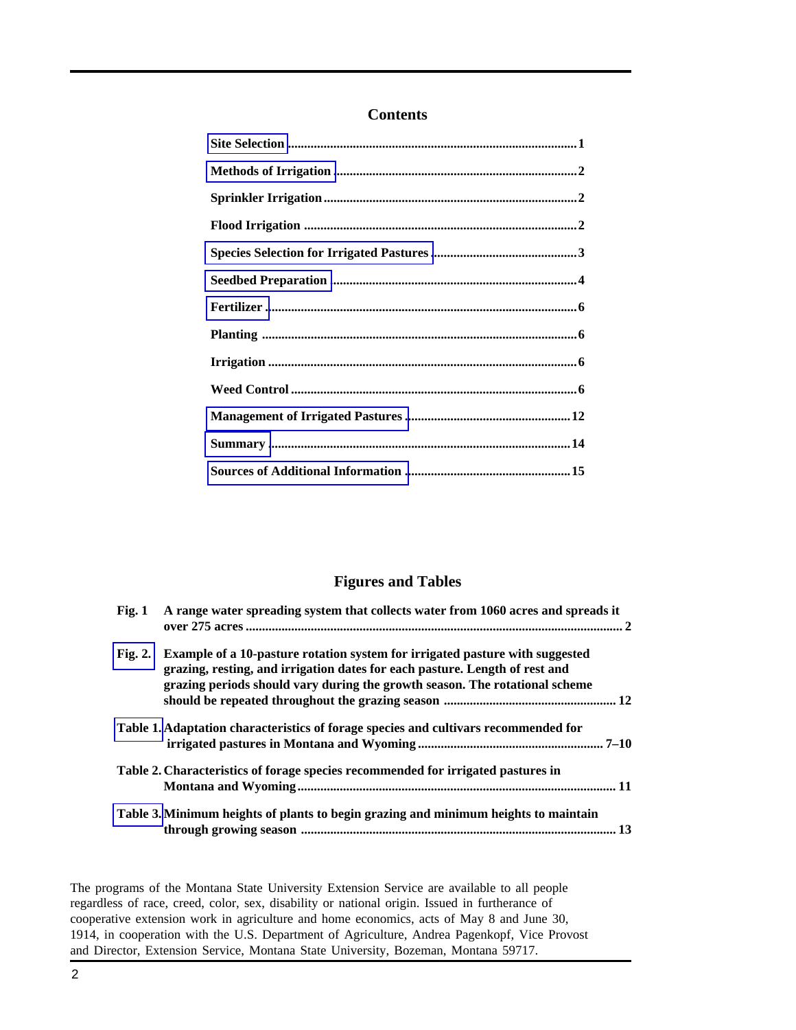## Contents

- Site Selection ....... 1
- Methods of Irrigation ....... 2
- Sprinkler Irrigation ....... 2
- Flood Irrigation ....... 2
- Species Selection for Irrigated Pastures ....... 3
- Seedbed Preparation ....... 4
- Fertilizer ....... 6
- Planting ....... 6
- Irrigation ....... 6
- Weed Control ....... 6
- Management of Irrigated Pastures ....... 12
- Summary ....... 14
- Sources of Additional Information ....... 15

## Figures and Tables

**Fig. 1** A range water spreading system that collects water from 1060 acres and spreads it over 275 acres ....... 2

**Fig. 2.** Example of a 10-pasture rotation system for irrigated pasture with suggested grazing, resting, and irrigation dates for each pasture. Length of rest and grazing periods should vary during the growth season. The rotational scheme should be repeated throughout the grazing season ....... 12

**Table 1.** Adaptation characteristics of forage species and cultivars recommended for irrigated pastures in Montana and Wyoming ....... 7–10

**Table 2.** Characteristics of forage species recommended for irrigated pastures in Montana and Wyoming ....... 11

**Table 3.** Minimum heights of plants to begin grazing and minimum heights to maintain through growing season ....... 13

The programs of the Montana State University Extension Service are available to all people regardless of race, creed, color, sex, disability or national origin. Issued in furtherance of cooperative extension work in agriculture and home economics, acts of May 8 and June 30, 1914, in cooperation with the U.S. Department of Agriculture, Andrea Pagenkopf, Vice Provost and Director, Extension Service, Montana State University, Bozeman, Montana 59717.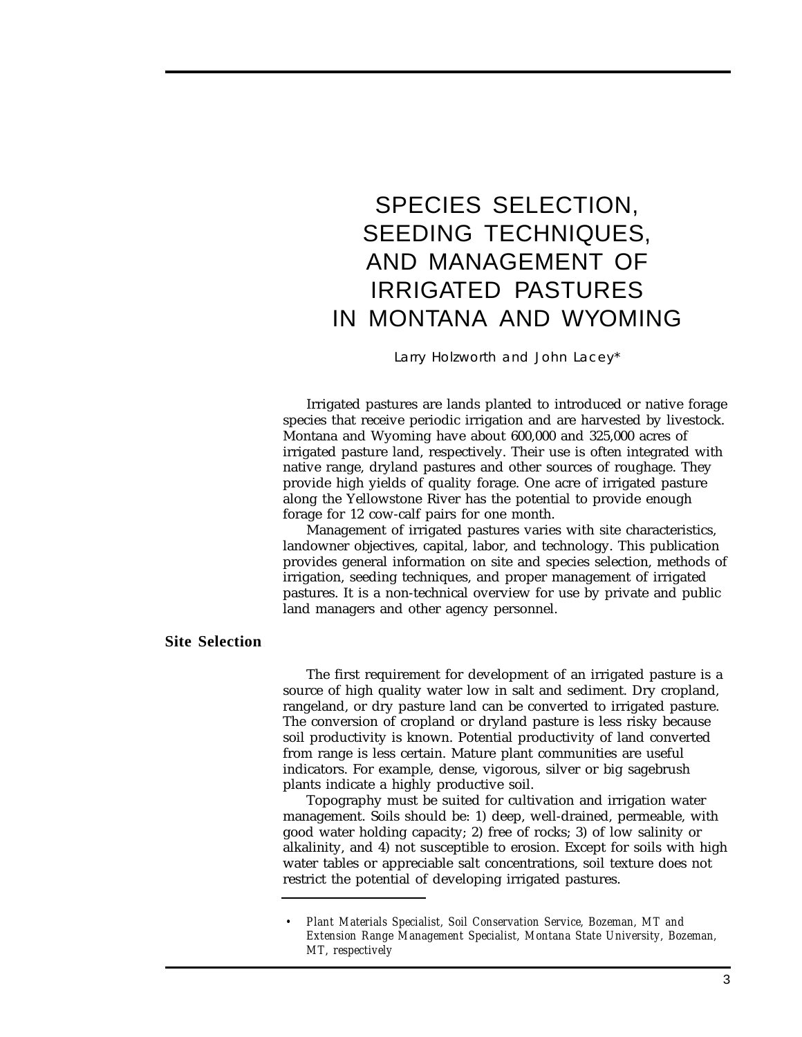# SPECIES SELECTION, SEEDING TECHNIQUES, AND MANAGEMENT OF IRRIGATED PASTURES IN MONTANA AND WYOMING

Larry Holzworth and John Lacey*

Irrigated pastures are lands planted to introduced or native forage species that receive periodic irrigation and are harvested by livestock. Montana and Wyoming have about 600,000 and 325,000 acres of irrigated pasture land, respectively. Their use is often integrated with native range, dryland pastures and other sources of roughage. They provide high yields of quality forage. One acre of irrigated pasture along the Yellowstone River has the potential to provide enough forage for 12 cow-calf pairs for one month.

Management of irrigated pastures varies with site characteristics, landowner objectives, capital, labor, and technology. This publication provides general information on site and species selection, methods of irrigation, seeding techniques, and proper management of irrigated pastures. It is a non-technical overview for use by private and public land managers and other agency personnel.

## Site Selection

The first requirement for development of an irrigated pasture is a source of high quality water low in salt and sediment. Dry cropland, rangeland, or dry pasture land can be converted to irrigated pasture. The conversion of cropland or dryland pasture is less risky because soil productivity is known. Potential productivity of land converted from range is less certain. Mature plant communities are useful indicators. For example, dense, vigorous, silver or big sagebrush plants indicate a highly productive soil.

Topography must be suited for cultivation and irrigation water management. Soils should be: 1) deep, well-drained, permeable, with good water holding capacity; 2) free of rocks; 3) of low salinity or alkalinity, and 4) not susceptible to erosion. Except for soils with high water tables or appreciable salt concentrations, soil texture does not restrict the potential of developing irrigated pastures.

---

* *Plant Materials Specialist, Soil Conservation Service, Bozeman, MT and Extension Range Management Specialist, Montana State University, Bozeman, MT, respectively*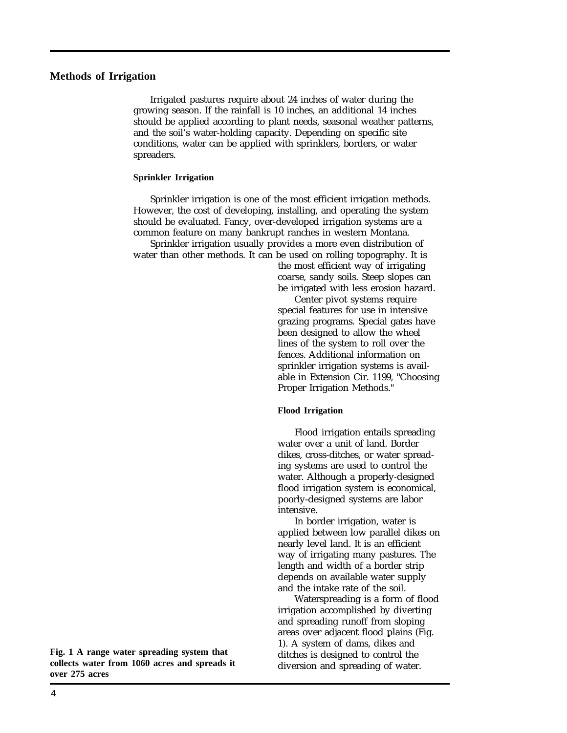## Methods of Irrigation

Irrigated pastures require about 24 inches of water during the growing season. If the rainfall is 10 inches, an additional 14 inches should be applied according to plant needs, seasonal weather patterns, and the soil's water-holding capacity. Depending on specific site conditions, water can be applied with sprinklers, borders, or water spreaders.

### Sprinkler Irrigation

Sprinkler irrigation is one of the most efficient irrigation methods. However, the cost of developing, installing, and operating the system should be evaluated. Fancy, over-developed irrigation systems are a common feature on many bankrupt ranches in western Montana.

Sprinkler irrigation usually provides a more even distribution of water than other methods. It can be used on rolling topography. It is the most efficient way of irrigating coarse, sandy soils. Steep slopes can be irrigated with less erosion hazard.

Center pivot systems require special features for use in intensive grazing programs. Special gates have been designed to allow the wheel lines of the system to roll over the fences. Additional information on sprinkler irrigation systems is available in Extension Cir. 1199, "Choosing Proper Irrigation Methods."

### Flood Irrigation

Flood irrigation entails spreading water over a unit of land. Border dikes, cross-ditches, or water spreading systems are used to control the water. Although a properly-designed flood irrigation system is economical, poorly-designed systems are labor intensive.

In border irrigation, water is applied between low parallel dikes on nearly level land. It is an efficient way of irrigating many pastures. The length and width of a border strip depends on available water supply and the intake rate of the soil.

Waterspreading is a form of flood irrigation accomplished by diverting and spreading runoff from sloping areas over adjacent flood plains (Fig. 1). A system of dams, dikes and ditches is designed to control the diversion and spreading of water.

**Fig. 1 A range water spreading system that collects water from 1060 acres and spreads it over 275 acres**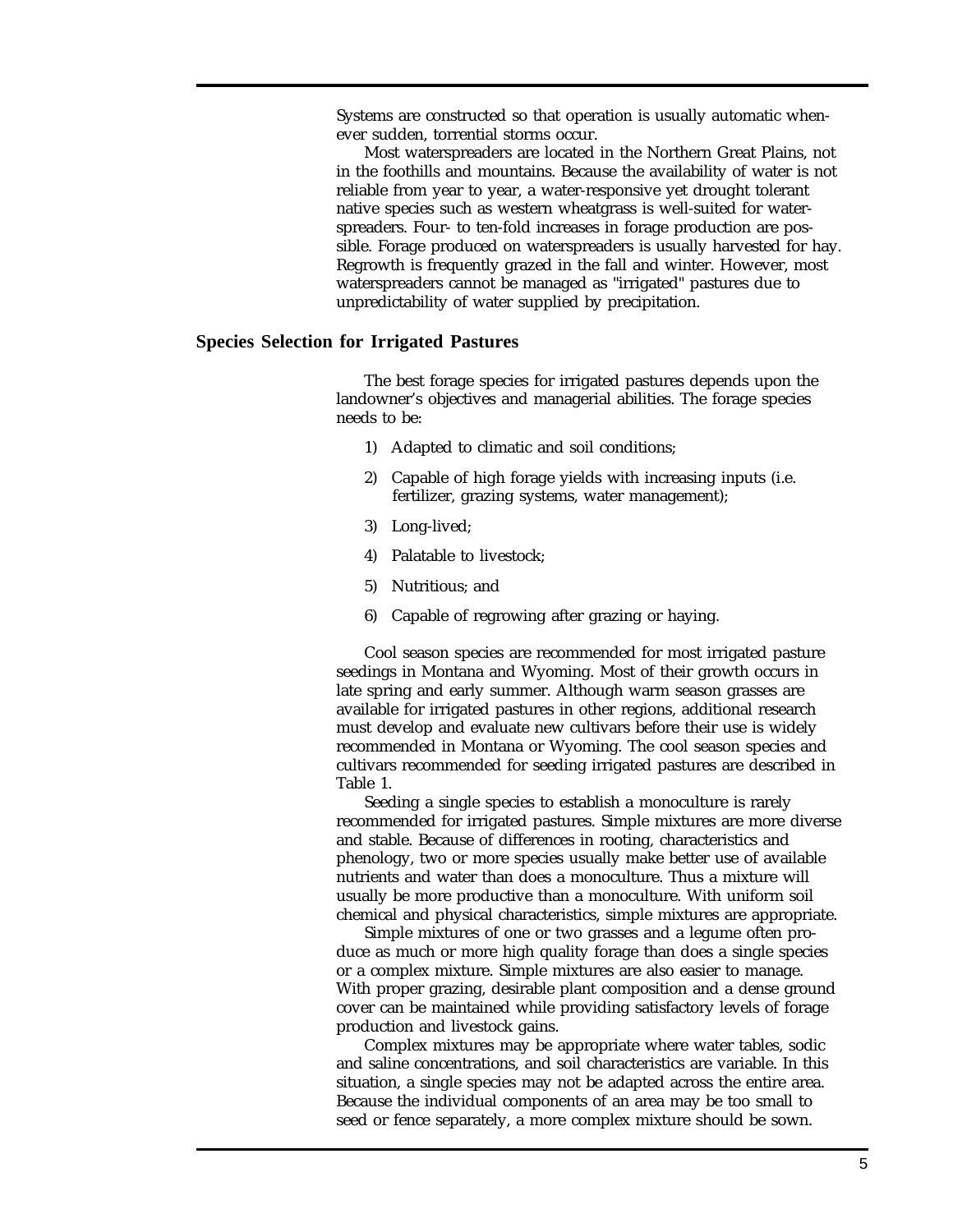Systems are constructed so that operation is usually automatic whenever sudden, torrential storms occur.

Most waterspreaders are located in the Northern Great Plains, not in the foothills and mountains. Because the availability of water is not reliable from year to year, a water-responsive yet drought tolerant native species such as western wheatgrass is well-suited for waterspreaders. Four- to ten-fold increases in forage production are possible. Forage produced on waterspreaders is usually harvested for hay. Regrowth is frequently grazed in the fall and winter. However, most waterspreaders cannot be managed as "irrigated" pastures due to unpredictability of water supplied by precipitation.

## Species Selection for Irrigated Pastures

The best forage species for irrigated pastures depends upon the landowner's objectives and managerial abilities. The forage species needs to be:

1) Adapted to climatic and soil conditions;

2) Capable of high forage yields with increasing inputs (i.e. fertilizer, grazing systems, water management);

3) Long-lived;

4) Palatable to livestock;

5) Nutritious; and

6) Capable of regrowing after grazing or haying.

Cool season species are recommended for most irrigated pasture seedings in Montana and Wyoming. Most of their growth occurs in late spring and early summer. Although warm season grasses are available for irrigated pastures in other regions, additional research must develop and evaluate new cultivars before their use is widely recommended in Montana or Wyoming. The cool season species and cultivars recommended for seeding irrigated pastures are described in Table 1.

Seeding a single species to establish a monoculture is rarely recommended for irrigated pastures. Simple mixtures are more diverse and stable. Because of differences in rooting, characteristics and phenology, two or more species usually make better use of available nutrients and water than does a monoculture. Thus a mixture will usually be more productive than a monoculture. With uniform soil chemical and physical characteristics, simple mixtures are appropriate.

Simple mixtures of one or two grasses and a legume often produce as much or more high quality forage than does a single species or a complex mixture. Simple mixtures are also easier to manage. With proper grazing, desirable plant composition and a dense ground cover can be maintained while providing satisfactory levels of forage production and livestock gains.

Complex mixtures may be appropriate where water tables, sodic and saline concentrations, and soil characteristics are variable. In this situation, a single species may not be adapted across the entire area. Because the individual components of an area may be too small to seed or fence separately, a more complex mixture should be sown.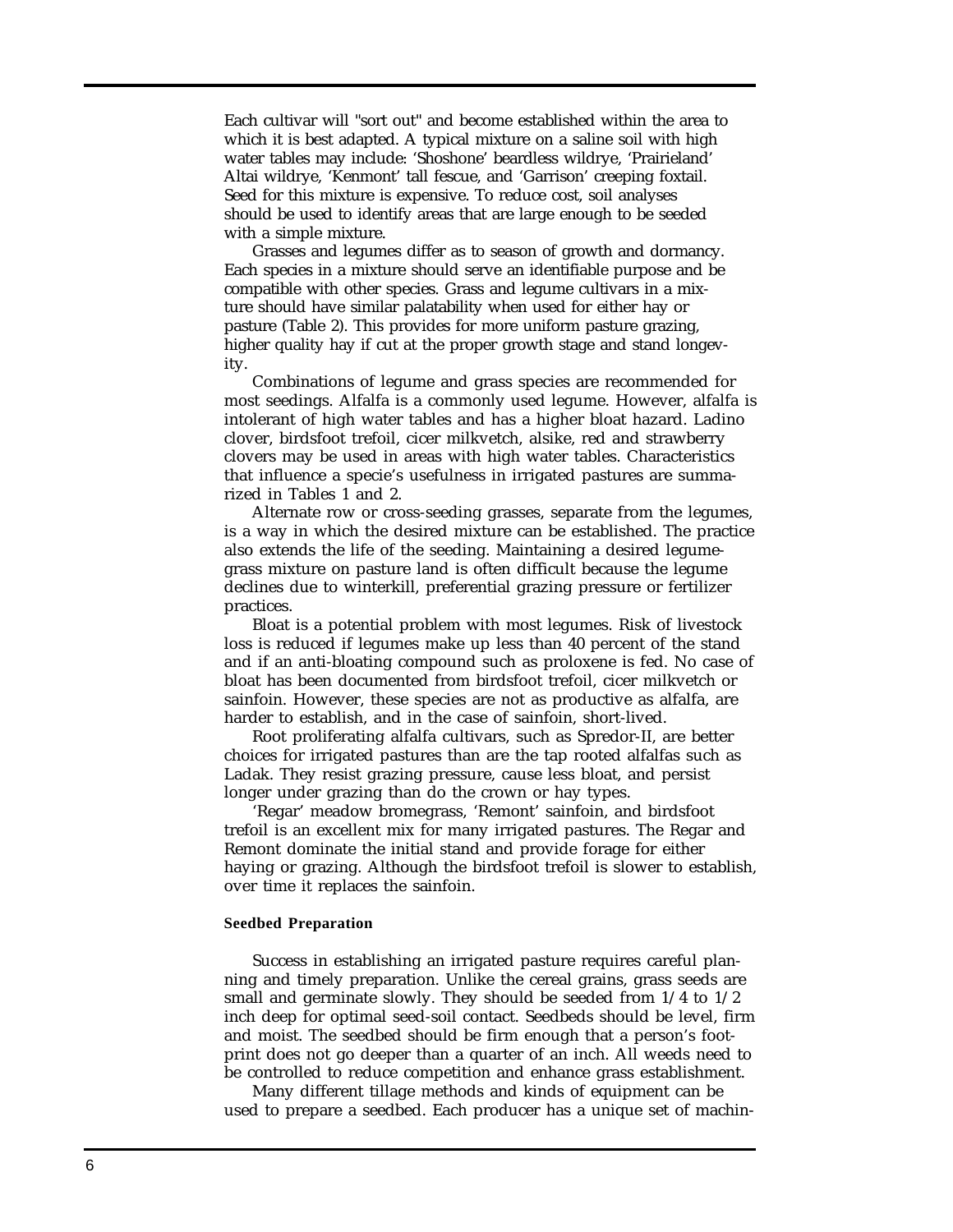Each cultivar will "sort out" and become established within the area to which it is best adapted. A typical mixture on a saline soil with high water tables may include: 'Shoshone' beardless wildrye, 'Prairieland' Altai wildrye, 'Kenmont' tall fescue, and 'Garrison' creeping foxtail. Seed for this mixture is expensive. To reduce cost, soil analyses should be used to identify areas that are large enough to be seeded with a simple mixture.

Grasses and legumes differ as to season of growth and dormancy. Each species in a mixture should serve an identifiable purpose and be compatible with other species. Grass and legume cultivars in a mixture should have similar palatability when used for either hay or pasture (Table 2). This provides for more uniform pasture grazing, higher quality hay if cut at the proper growth stage and stand longevity.

Combinations of legume and grass species are recommended for most seedings. Alfalfa is a commonly used legume. However, alfalfa is intolerant of high water tables and has a higher bloat hazard. Ladino clover, birdsfoot trefoil, cicer milkvetch, alsike, red and strawberry clovers may be used in areas with high water tables. Characteristics that influence a specie's usefulness in irrigated pastures are summarized in Tables 1 and 2.

Alternate row or cross-seeding grasses, separate from the legumes, is a way in which the desired mixture can be established. The practice also extends the life of the seeding. Maintaining a desired legume-grass mixture on pasture land is often difficult because the legume declines due to winterkill, preferential grazing pressure or fertilizer practices.

Bloat is a potential problem with most legumes. Risk of livestock loss is reduced if legumes make up less than 40 percent of the stand and if an anti-bloating compound such as proloxene is fed. No case of bloat has been documented from birdsfoot trefoil, cicer milkvetch or sainfoin. However, these species are not as productive as alfalfa, are harder to establish, and in the case of sainfoin, short-lived.

Root proliferating alfalfa cultivars, such as Spredor-II, are better choices for irrigated pastures than are the tap rooted alfalfas such as Ladak. They resist grazing pressure, cause less bloat, and persist longer under grazing than do the crown or hay types.

'Regar' meadow bromegrass, 'Remont' sainfoin, and birdsfoot trefoil is an excellent mix for many irrigated pastures. The Regar and Remont dominate the initial stand and provide forage for either haying or grazing. Although the birdsfoot trefoil is slower to establish, over time it replaces the sainfoin.

#### Seedbed Preparation

Success in establishing an irrigated pasture requires careful planning and timely preparation. Unlike the cereal grains, grass seeds are small and germinate slowly. They should be seeded from 1/4 to 1/2 inch deep for optimal seed-soil contact. Seedbeds should be level, firm and moist. The seedbed should be firm enough that a person's footprint does not go deeper than a quarter of an inch. All weeds need to be controlled to reduce competition and enhance grass establishment.

Many different tillage methods and kinds of equipment can be used to prepare a seedbed. Each producer has a unique set of machin-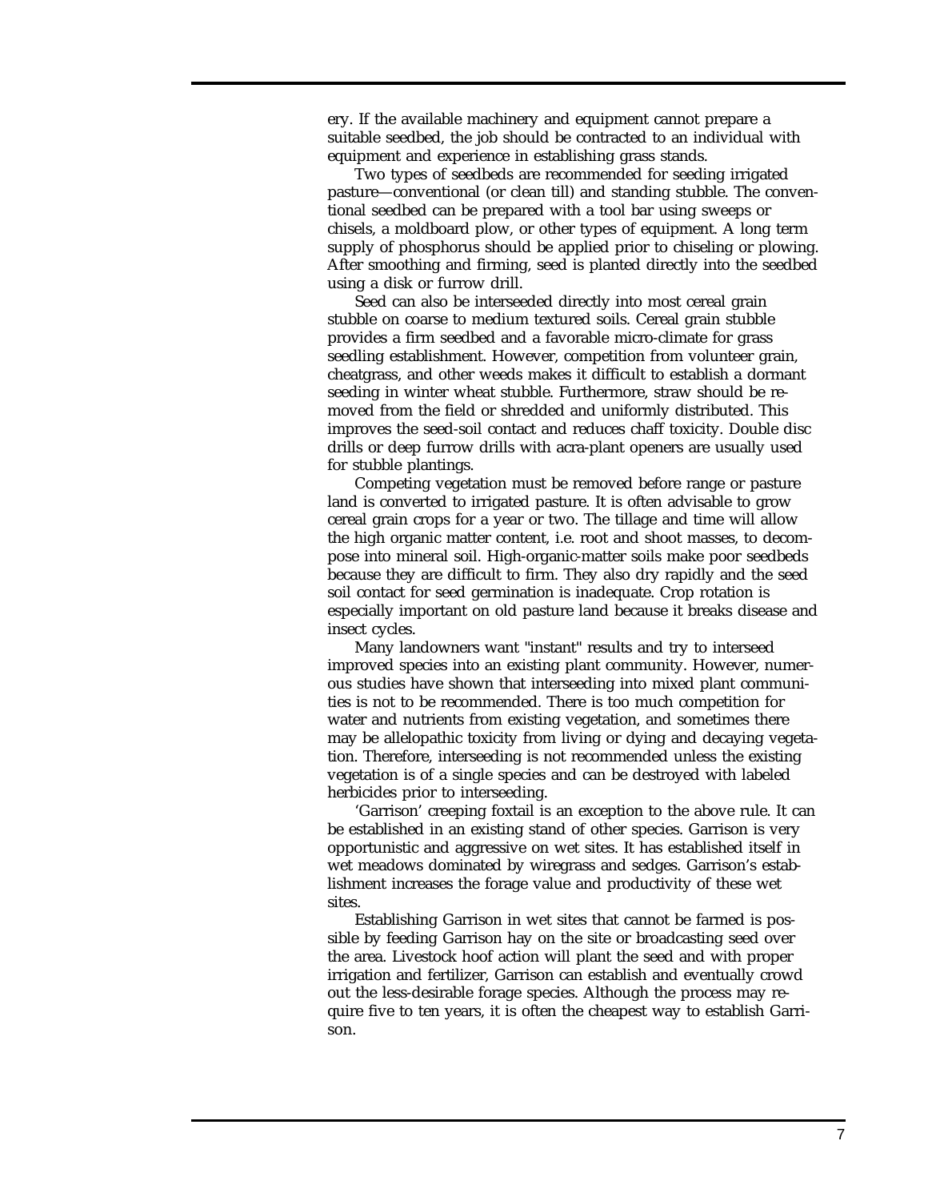ery. If the available machinery and equipment cannot prepare a suitable seedbed, the job should be contracted to an individual with equipment and experience in establishing grass stands.

Two types of seedbeds are recommended for seeding irrigated pasture—conventional (or clean till) and standing stubble. The conventional seedbed can be prepared with a tool bar using sweeps or chisels, a moldboard plow, or other types of equipment. A long term supply of phosphorus should be applied prior to chiseling or plowing. After smoothing and firming, seed is planted directly into the seedbed using a disk or furrow drill.

Seed can also be interseeded directly into most cereal grain stubble on coarse to medium textured soils. Cereal grain stubble provides a firm seedbed and a favorable micro-climate for grass seedling establishment. However, competition from volunteer grain, cheatgrass, and other weeds makes it difficult to establish a dormant seeding in winter wheat stubble. Furthermore, straw should be removed from the field or shredded and uniformly distributed. This improves the seed-soil contact and reduces chaff toxicity. Double disc drills or deep furrow drills with acra-plant openers are usually used for stubble plantings.

Competing vegetation must be removed before range or pasture land is converted to irrigated pasture. It is often advisable to grow cereal grain crops for a year or two. The tillage and time will allow the high organic matter content, i.e. root and shoot masses, to decompose into mineral soil. High-organic-matter soils make poor seedbeds because they are difficult to firm. They also dry rapidly and the seed soil contact for seed germination is inadequate. Crop rotation is especially important on old pasture land because it breaks disease and insect cycles.

Many landowners want "instant" results and try to interseed improved species into an existing plant community. However, numerous studies have shown that interseeding into mixed plant communities is not to be recommended. There is too much competition for water and nutrients from existing vegetation, and sometimes there may be allelopathic toxicity from living or dying and decaying vegetation. Therefore, interseeding is not recommended unless the existing vegetation is of a single species and can be destroyed with labeled herbicides prior to interseeding.

'Garrison' creeping foxtail is an exception to the above rule. It can be established in an existing stand of other species. Garrison is very opportunistic and aggressive on wet sites. It has established itself in wet meadows dominated by wiregrass and sedges. Garrison's establishment increases the forage value and productivity of these wet sites.

Establishing Garrison in wet sites that cannot be farmed is possible by feeding Garrison hay on the site or broadcasting seed over the area. Livestock hoof action will plant the seed and with proper irrigation and fertilizer, Garrison can establish and eventually crowd out the less-desirable forage species. Although the process may require five to ten years, it is often the cheapest way to establish Garrison.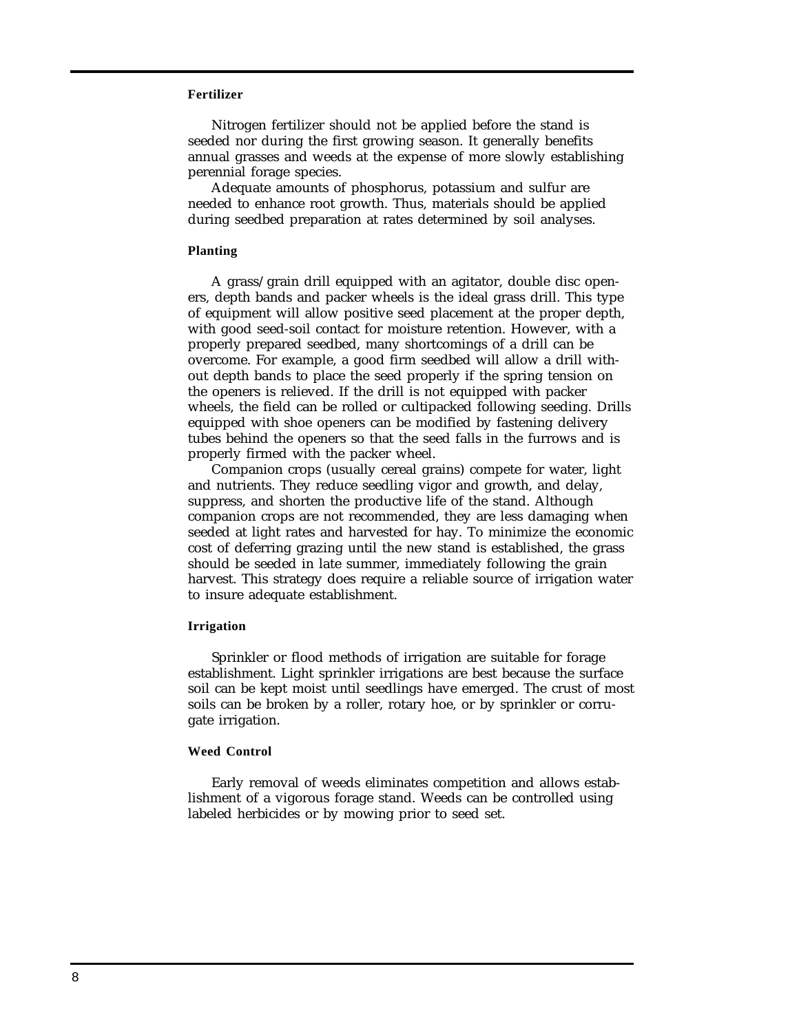### Fertilizer

Nitrogen fertilizer should not be applied before the stand is seeded nor during the first growing season. It generally benefits annual grasses and weeds at the expense of more slowly establishing perennial forage species.

Adequate amounts of phosphorus, potassium and sulfur are needed to enhance root growth. Thus, materials should be applied during seedbed preparation at rates determined by soil analyses.

### Planting

A grass/grain drill equipped with an agitator, double disc openers, depth bands and packer wheels is the ideal grass drill. This type of equipment will allow positive seed placement at the proper depth, with good seed-soil contact for moisture retention. However, with a properly prepared seedbed, many shortcomings of a drill can be overcome. For example, a good firm seedbed will allow a drill without depth bands to place the seed properly if the spring tension on the openers is relieved. If the drill is not equipped with packer wheels, the field can be rolled or cultipacked following seeding. Drills equipped with shoe openers can be modified by fastening delivery tubes behind the openers so that the seed falls in the furrows and is properly firmed with the packer wheel.

Companion crops (usually cereal grains) compete for water, light and nutrients. They reduce seedling vigor and growth, and delay, suppress, and shorten the productive life of the stand. Although companion crops are not recommended, they are less damaging when seeded at light rates and harvested for hay. To minimize the economic cost of deferring grazing until the new stand is established, the grass should be seeded in late summer, immediately following the grain harvest. This strategy does require a reliable source of irrigation water to insure adequate establishment.

### Irrigation

Sprinkler or flood methods of irrigation are suitable for forage establishment. Light sprinkler irrigations are best because the surface soil can be kept moist until seedlings have emerged. The crust of most soils can be broken by a roller, rotary hoe, or by sprinkler or corrugate irrigation.

### Weed Control

Early removal of weeds eliminates competition and allows establishment of a vigorous forage stand. Weeds can be controlled using labeled herbicides or by mowing prior to seed set.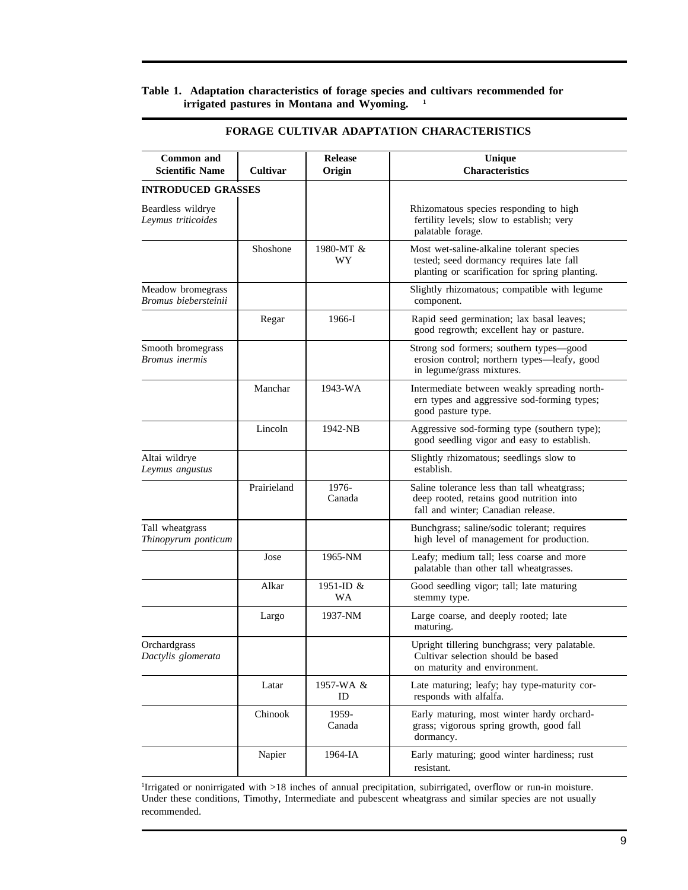**Table 1. Adaptation characteristics of forage species and cultivars recommended for irrigated pastures in Montana and Wyoming.** [1]

**FORAGE CULTIVAR ADAPTATION CHARACTERISTICS**

| Common and Scientific Name | Cultivar | Release Origin | Unique Characteristics |
|---|---|---|---|
| **INTRODUCED GRASSES** | | | |
| Beardless wildrye *Leymus triticoides* | | | Rhizomatous species responding to high fertility levels; slow to establish; very palatable forage. |
| | Shoshone | 1980-MT & WY | Most wet-saline-alkaline tolerant species tested; seed dormancy requires late fall planting or scarification for spring planting. |
| Meadow bromegrass *Bromus biebersteinii* | | | Slightly rhizomatous; compatible with legume component. |
| | Regar | 1966-I | Rapid seed germination; lax basal leaves; good regrowth; excellent hay or pasture. |
| Smooth bromegrass *Bromus inermis* | | | Strong sod formers; southern types—good erosion control; northern types—leafy, good in legume/grass mixtures. |
| | Manchar | 1943-WA | Intermediate between weakly spreading northern types and aggressive sod-forming types; good pasture type. |
| | Lincoln | 1942-NB | Aggressive sod-forming type (southern type); good seedling vigor and easy to establish. |
| Altai wildrye *Leymus angustus* | | | Slightly rhizomatous; seedlings slow to establish. |
| | Prairieland | 1976-Canada | Saline tolerance less than tall wheatgrass; deep rooted, retains good nutrition into fall and winter; Canadian release. |
| Tall wheatgrass *Thinopyrum ponticum* | | | Bunchgrass; saline/sodic tolerant; requires high level of management for production. |
| | Jose | 1965-NM | Leafy; medium tall; less coarse and more palatable than other tall wheatgrasses. |
| | Alkar | 1951-ID & WA | Good seedling vigor; tall; late maturing stemmy type. |
| | Largo | 1937-NM | Large coarse, and deeply rooted; late maturing. |
| Orchardgrass *Dactylis glomerata* | | | Upright tillering bunchgrass; very palatable. Cultivar selection should be based on maturity and environment. |
| | Latar | 1957-WA & ID | Late maturing; leafy; hay type-maturity corresponds with alfalfa. |
| | Chinook | 1959-Canada | Early maturing, most winter hardy orchardgrass; vigorous spring growth, good fall dormancy. |
| | Napier | 1964-IA | Early maturing; good winter hardiness; rust resistant. |

[1] Irrigated or nonirrigated with >18 inches of annual precipitation, subirrigated, overflow or run-in moisture. Under these conditions, Timothy, Intermediate and pubescent wheatgrass and similar species are not usually recommended.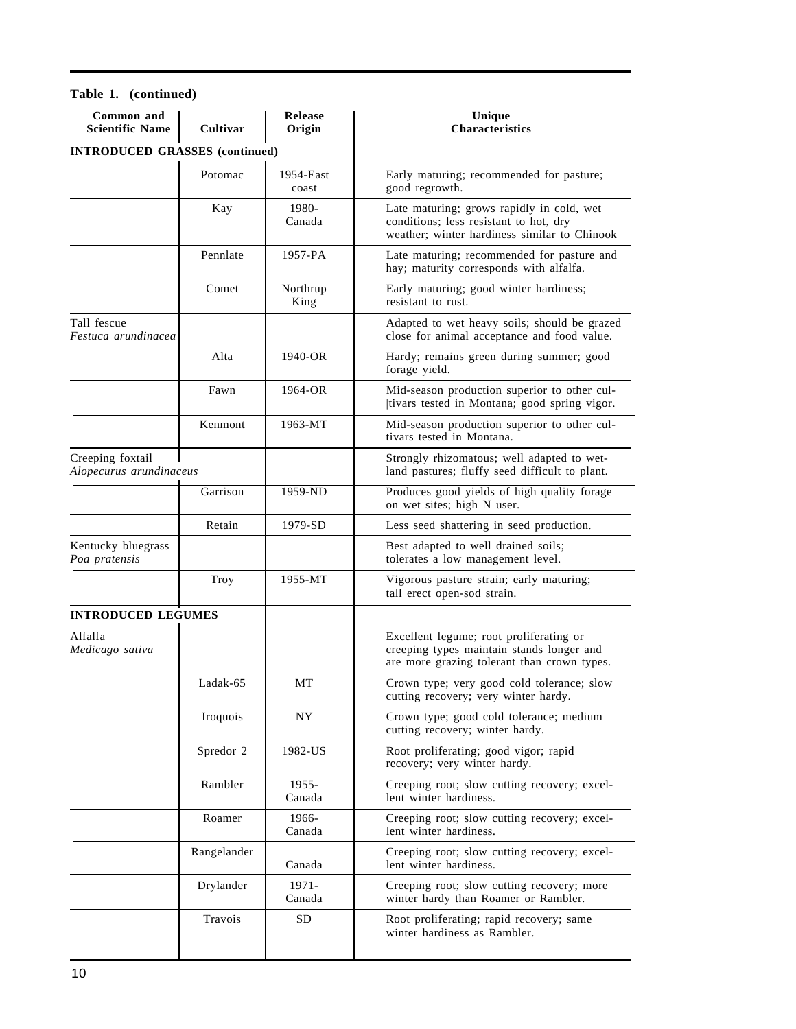**Table 1. (continued)**

| Common and Scientific Name | Cultivar | Release Origin | Unique Characteristics |
|---|---|---|---|
| **INTRODUCED GRASSES (continued)** | | | |
| | Potomac | 1954-East coast | Early maturing; recommended for pasture; good regrowth. |
| | Kay | 1980-Canada | Late maturing; grows rapidly in cold, wet conditions; less resistant to hot, dry weather; winter hardiness similar to Chinook |
| | Pennlate | 1957-PA | Late maturing; recommended for pasture and hay; maturity corresponds with alfalfa. |
| | Comet | Northrup King | Early maturing; good winter hardiness; resistant to rust. |
| Tall fescue *Festuca arundinacea* | | | Adapted to wet heavy soils; should be grazed close for animal acceptance and food value. |
| | Alta | 1940-OR | Hardy; remains green during summer; good forage yield. |
| | Fawn | 1964-OR | Mid-season production superior to other cultivars tested in Montana; good spring vigor. |
| | Kenmont | 1963-MT | Mid-season production superior to other cultivars tested in Montana. |
| Creeping foxtail *Alopecurus arundinaceus* | | | Strongly rhizomatous; well adapted to wetland pastures; fluffy seed difficult to plant. |
| | Garrison | 1959-ND | Produces good yields of high quality forage on wet sites; high N user. |
| | Retain | 1979-SD | Less seed shattering in seed production. |
| Kentucky bluegrass *Poa pratensis* | | | Best adapted to well drained soils; tolerates a low management level. |
| | Troy | 1955-MT | Vigorous pasture strain; early maturing; tall erect open-sod strain. |
| **INTRODUCED LEGUMES** | | | |
| Alfalfa *Medicago sativa* | | | Excellent legume; root proliferating or creeping types maintain stands longer and are more grazing tolerant than crown types. |
| | Ladak-65 | MT | Crown type; very good cold tolerance; slow cutting recovery; very winter hardy. |
| | Iroquois | NY | Crown type; good cold tolerance; medium cutting recovery; winter hardy. |
| | Spredor 2 | 1982-US | Root proliferating; good vigor; rapid recovery; very winter hardy. |
| | Rambler | 1955-Canada | Creeping root; slow cutting recovery; excellent winter hardiness. |
| | Roamer | 1966-Canada | Creeping root; slow cutting recovery; excellent winter hardiness. |
| | Rangelander | Canada | Creeping root; slow cutting recovery; excellent winter hardiness. |
| | Drylander | 1971-Canada | Creeping root; slow cutting recovery; more winter hardy than Roamer or Rambler. |
| | Travois | SD | Root proliferating; rapid recovery; same winter hardiness as Rambler. |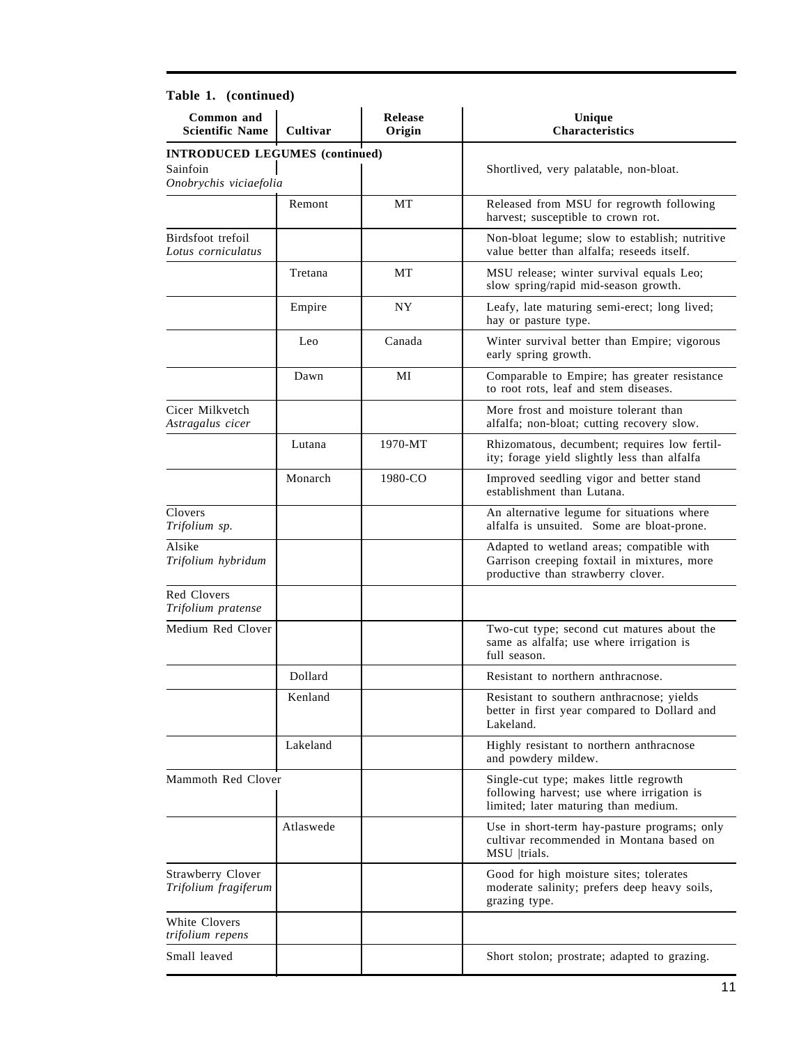**Table 1. (continued)**

| Common and Scientific Name | Cultivar | Release Origin | Unique Characteristics |
|---|---|---|---|
| **INTRODUCED LEGUMES (continued)** | | | |
| Sainfoin *Onobrychis viciaefolia* | | | Shortlived, very palatable, non-bloat. |
| | Remont | MT | Released from MSU for regrowth following harvest; susceptible to crown rot. |
| Birdsfoot trefoil *Lotus corniculatus* | | | Non-bloat legume; slow to establish; nutritive value better than alfalfa; reseeds itself. |
| | Tretana | MT | MSU release; winter survival equals Leo; slow spring/rapid mid-season growth. |
| | Empire | NY | Leafy, late maturing semi-erect; long lived; hay or pasture type. |
| | Leo | Canada | Winter survival better than Empire; vigorous early spring growth. |
| | Dawn | MI | Comparable to Empire; has greater resistance to root rots, leaf and stem diseases. |
| Cicer Milkvetch *Astragalus cicer* | | | More frost and moisture tolerant than alfalfa; non-bloat; cutting recovery slow. |
| | Lutana | 1970-MT | Rhizomatous, decumbent; requires low fertility; forage yield slightly less than alfalfa |
| | Monarch | 1980-CO | Improved seedling vigor and better stand establishment than Lutana. |
| Clovers *Trifolium sp.* | | | An alternative legume for situations where alfalfa is unsuited. Some are bloat-prone. |
| Alsike *Trifolium hybridum* | | | Adapted to wetland areas; compatible with Garrison creeping foxtail in mixtures, more productive than strawberry clover. |
| Red Clovers *Trifolium pratense* | | | |
| Medium Red Clover | | | Two-cut type; second cut matures about the same as alfalfa; use where irrigation is full season. |
| | Dollard | | Resistant to northern anthracnose. |
| | Kenland | | Resistant to southern anthracnose; yields better in first year compared to Dollard and Lakeland. |
| | Lakeland | | Highly resistant to northern anthracnose and powdery mildew. |
| Mammoth Red Clover | | | Single-cut type; makes little regrowth following harvest; use where irrigation is limited; later maturing than medium. |
| | Atlaswede | | Use in short-term hay-pasture programs; only cultivar recommended in Montana based on MSU trials. |
| Strawberry Clover *Trifolium fragiferum* | | | Good for high moisture sites; tolerates moderate salinity; prefers deep heavy soils, grazing type. |
| White Clovers *trifolium repens* | | | |
| Small leaved | | | Short stolon; prostrate; adapted to grazing. |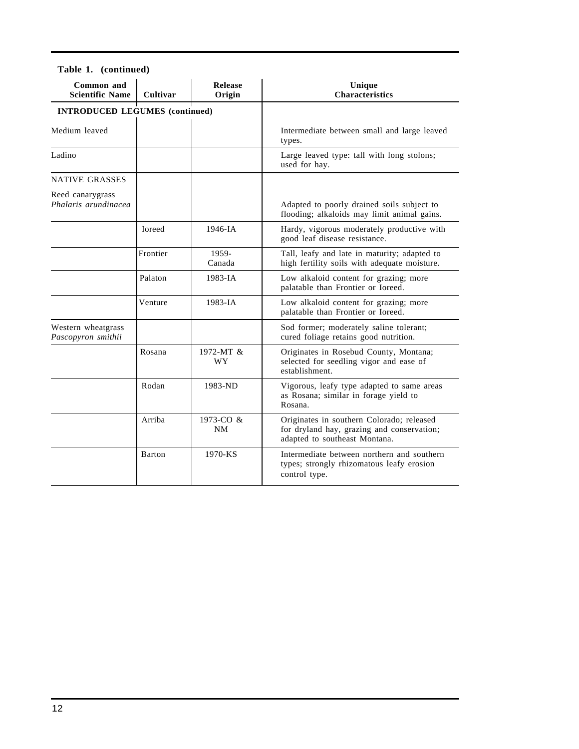**Table 1. (continued)**

| Common and Scientific Name | Cultivar | Release Origin | Unique Characteristics |
|---|---|---|---|
| **INTRODUCED LEGUMES (continued)** | | | |
| Medium leaved | | | Intermediate between small and large leaved types. |
| Ladino | | | Large leaved type: tall with long stolons; used for hay. |
| NATIVE GRASSES | | | |
| Reed canarygrass *Phalaris arundinacea* | | | Adapted to poorly drained soils subject to flooding; alkaloids may limit animal gains. |
| | Ioreed | 1946-IA | Hardy, vigorous moderately productive with good leaf disease resistance. |
| | Frontier | 1959-Canada | Tall, leafy and late in maturity; adapted to high fertility soils with adequate moisture. |
| | Palaton | 1983-IA | Low alkaloid content for grazing; more palatable than Frontier or Ioreed. |
| | Venture | 1983-IA | Low alkaloid content for grazing; more palatable than Frontier or Ioreed. |
| Western wheatgrass *Pascopyron smithii* | | | Sod former; moderately saline tolerant; cured foliage retains good nutrition. |
| | Rosana | 1972-MT & WY | Originates in Rosebud County, Montana; selected for seedling vigor and ease of establishment. |
| | Rodan | 1983-ND | Vigorous, leafy type adapted to same areas as Rosana; similar in forage yield to Rosana. |
| | Arriba | 1973-CO & NM | Originates in southern Colorado; released for dryland hay, grazing and conservation; adapted to southeast Montana. |
| | Barton | 1970-KS | Intermediate between northern and southern types; strongly rhizomatous leafy erosion control type. |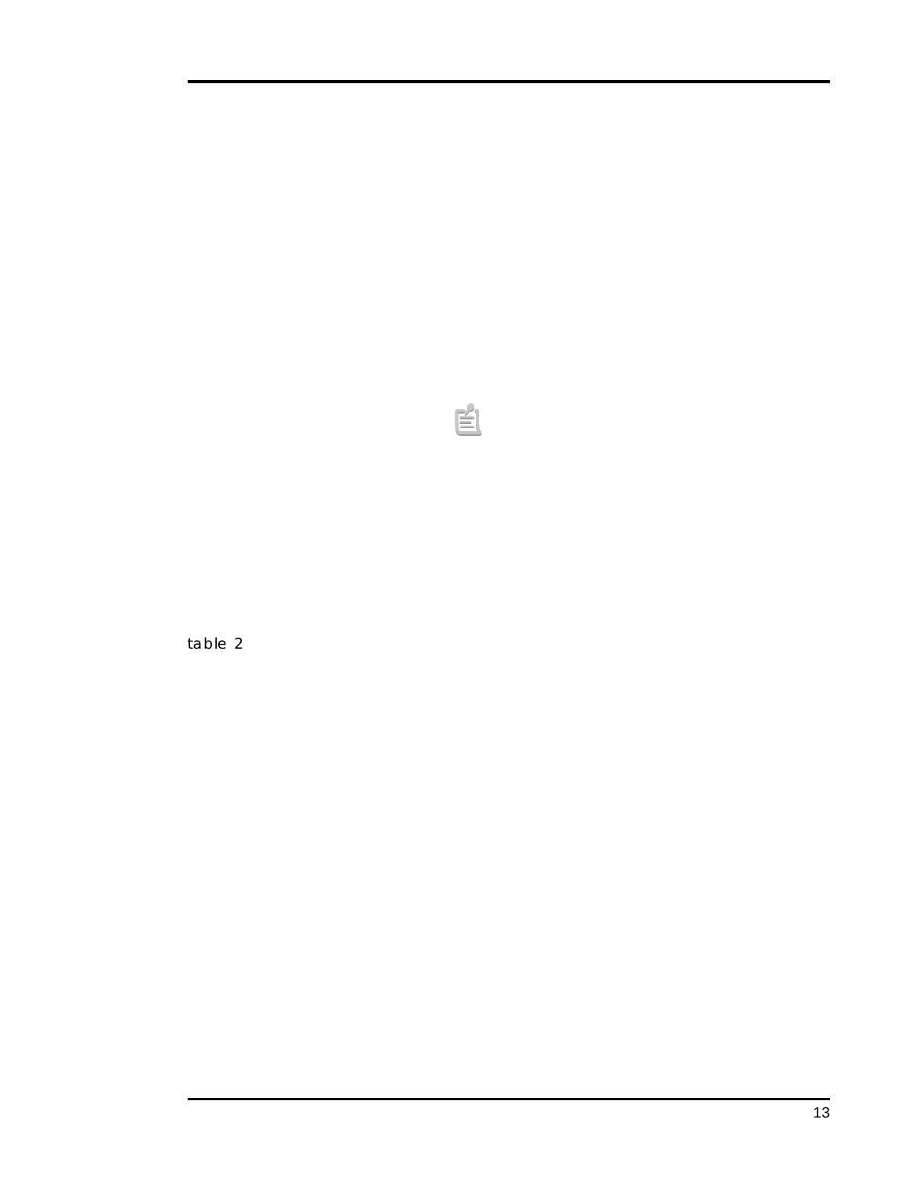table 2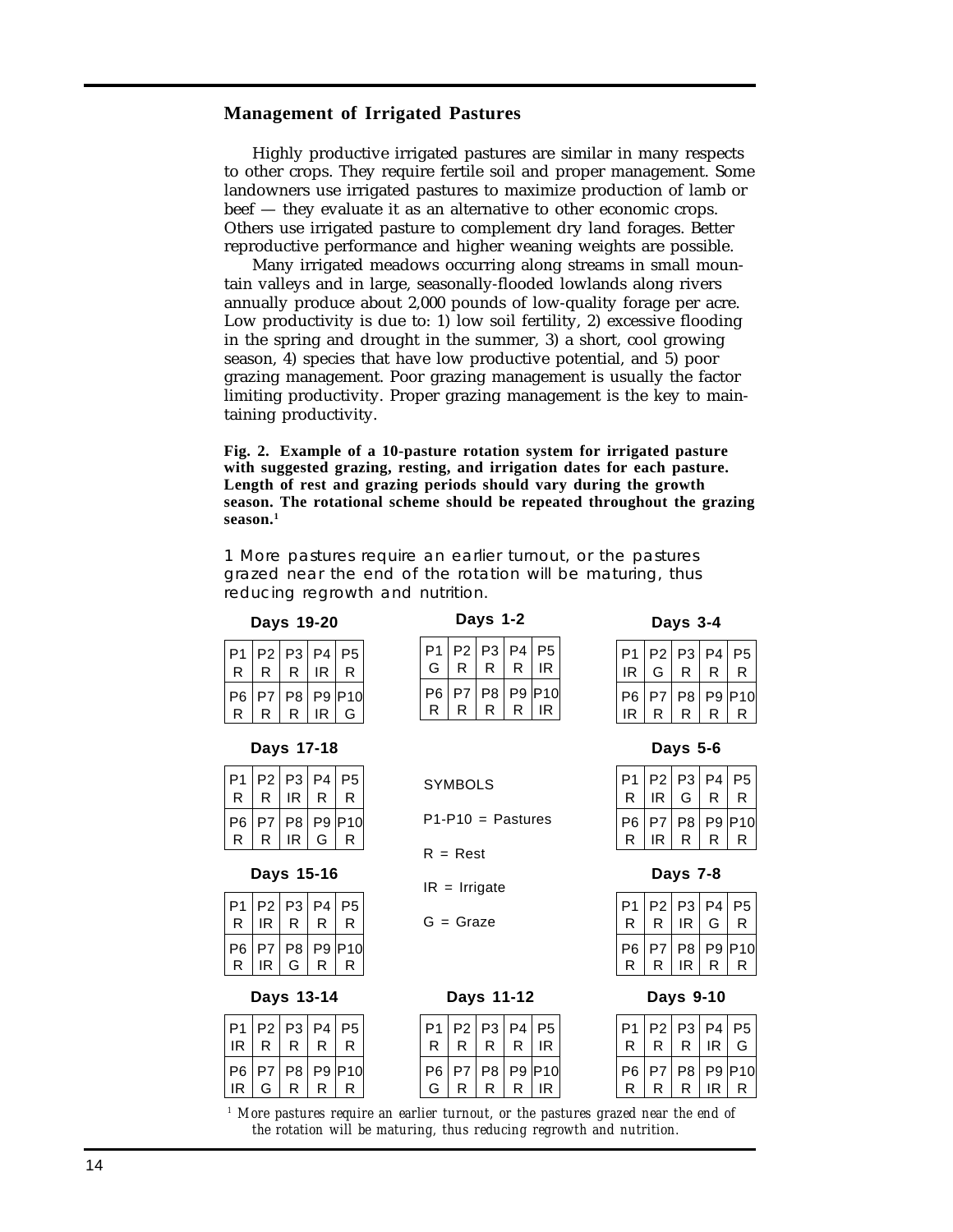## Management of Irrigated Pastures

Highly productive irrigated pastures are similar in many respects to other crops. They require fertile soil and proper management. Some landowners use irrigated pastures to maximize production of lamb or beef — they evaluate it as an alternative to other economic crops. Others use irrigated pasture to complement dry land forages. Better reproductive performance and higher weaning weights are possible.

Many irrigated meadows occurring along streams in small mountain valleys and in large, seasonally-flooded lowlands along rivers annually produce about 2,000 pounds of low-quality forage per acre. Low productivity is due to: 1) low soil fertility, 2) excessive flooding in the spring and drought in the summer, 3) a short, cool growing season, 4) species that have low productive potential, and 5) poor grazing management. Poor grazing management is usually the factor limiting productivity. Proper grazing management is the key to maintaining productivity.

**Fig. 2. Example of a 10-pasture rotation system for irrigated pasture with suggested grazing, resting, and irrigation dates for each pasture. Length of rest and grazing periods should vary during the growth season. The rotational scheme should be repeated throughout the grazing season.[1]**

1 More pastures require an earlier turnout, or the pastures grazed near the end of the rotation will be maturing, thus reducing regrowth and nutrition.

SYMBOLS

- P1-P10 = Pastures
- R = Rest
- IR = Irrigate
- G = Graze

| Days | P1 | P2 | P3 | P4 | P5 | P6 | P7 | P8 | P9 | P10 |
|---|---|---|---|---|---|---|---|---|---|---|
| 1-2 | G | R | R | R | IR | R | R | R | R | IR |
| 3-4 | IR | G | R | R | R | IR | R | R | R | R |
| 5-6 | R | IR | G | R | R | R | IR | R | R | R |
| 7-8 | R | R | IR | G | R | R | R | IR | R | R |
| 9-10 | R | R | R | IR | G | R | R | R | IR | R |
| 11-12 | R | R | R | R | IR | G | R | R | R | IR |
| 13-14 | IR | R | R | R | R | IR | G | R | R | R |
| 15-16 | R | IR | R | R | R | R | IR | G | R | R |
| 17-18 | R | R | IR | R | R | R | R | IR | G | R |
| 19-20 | R | R | R | IR | R | R | R | R | IR | G |

[1] *More pastures require an earlier turnout, or the pastures grazed near the end of the rotation will be maturing, thus reducing regrowth and nutrition.*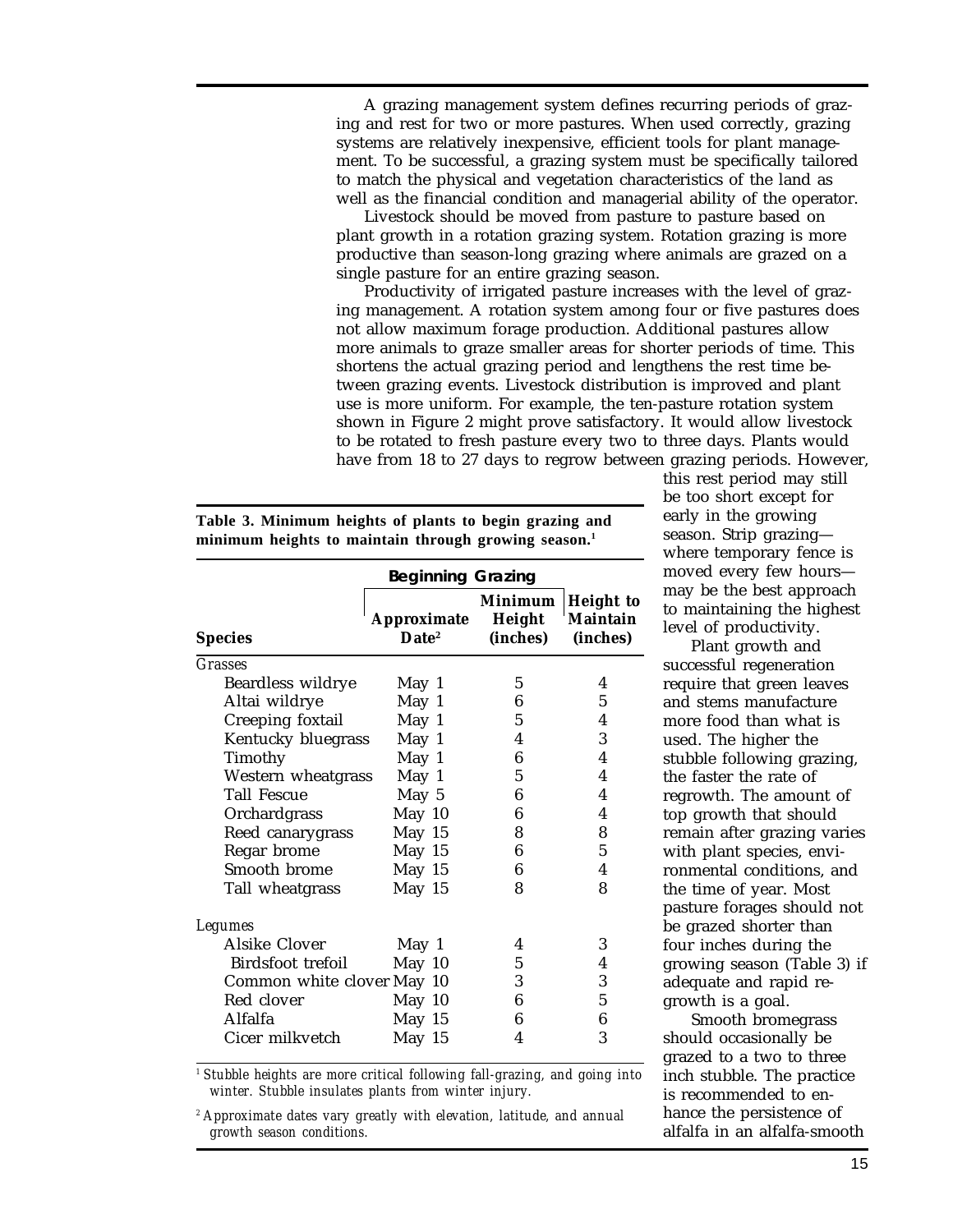A grazing management system defines recurring periods of grazing and rest for two or more pastures. When used correctly, grazing systems are relatively inexpensive, efficient tools for plant management. To be successful, a grazing system must be specifically tailored to match the physical and vegetation characteristics of the land as well as the financial condition and managerial ability of the operator.

Livestock should be moved from pasture to pasture based on plant growth in a rotation grazing system. Rotation grazing is more productive than season-long grazing where animals are grazed on a single pasture for an entire grazing season.

Productivity of irrigated pasture increases with the level of grazing management. A rotation system among four or five pastures does not allow maximum forage production. Additional pastures allow more animals to graze smaller areas for shorter periods of time. This shortens the actual grazing period and lengthens the rest time between grazing events. Livestock distribution is improved and plant use is more uniform. For example, the ten-pasture rotation system shown in Figure 2 might prove satisfactory. It would allow livestock to be rotated to fresh pasture every two to three days. Plants would have from 18 to 27 days to regrow between grazing periods. However, this rest period may still be too short except for early in the growing season. Strip grazing—where temporary fence is moved every few hours—may be the best approach to maintaining the highest level of productivity.

Plant growth and successful regeneration require that green leaves and stems manufacture more food than what is used. The higher the stubble following grazing, the faster the rate of regrowth. The amount of top growth that should remain after grazing varies with plant species, environmental conditions, and the time of year. Most pasture forages should not be grazed shorter than four inches during the growing season (Table 3) if adequate and rapid regrowth is a goal.

Smooth bromegrass should occasionally be grazed to a two to three inch stubble. The practice is recommended to enhance the persistence of alfalfa in an alfalfa-smooth

**Table 3. Minimum heights of plants to begin grazing and minimum heights to maintain through growing season.[1]**

| | Beginning Grazing | | |
|---|---|---|---|
| **Species** | **Approximate Date[2]** | **Minimum Height (inches)** | **Height to Maintain (inches)** |
| *Grasses* | | | |
| Beardless wildrye | May 1 | 5 | 4 |
| Altai wildrye | May 1 | 6 | 5 |
| Creeping foxtail | May 1 | 5 | 4 |
| Kentucky bluegrass | May 1 | 4 | 3 |
| Timothy | May 1 | 6 | 4 |
| Western wheatgrass | May 1 | 5 | 4 |
| Tall Fescue | May 5 | 6 | 4 |
| Orchardgrass | May 10 | 6 | 4 |
| Reed canarygrass | May 15 | 8 | 8 |
| Regar brome | May 15 | 6 | 5 |
| Smooth brome | May 15 | 6 | 4 |
| Tall wheatgrass | May 15 | 8 | 8 |
| *Legumes* | | | |
| Alsike Clover | May 1 | 4 | 3 |
| Birdsfoot trefoil | May 10 | 5 | 4 |
| Common white clover | May 10 | 3 | 3 |
| Red clover | May 10 | 6 | 5 |
| Alfalfa | May 15 | 6 | 6 |
| Cicer milkvetch | May 15 | 4 | 3 |

[1] *Stubble heights are more critical following fall-grazing, and going into winter. Stubble insulates plants from winter injury.*

[2] *Approximate dates vary greatly with elevation, latitude, and annual growth season conditions.*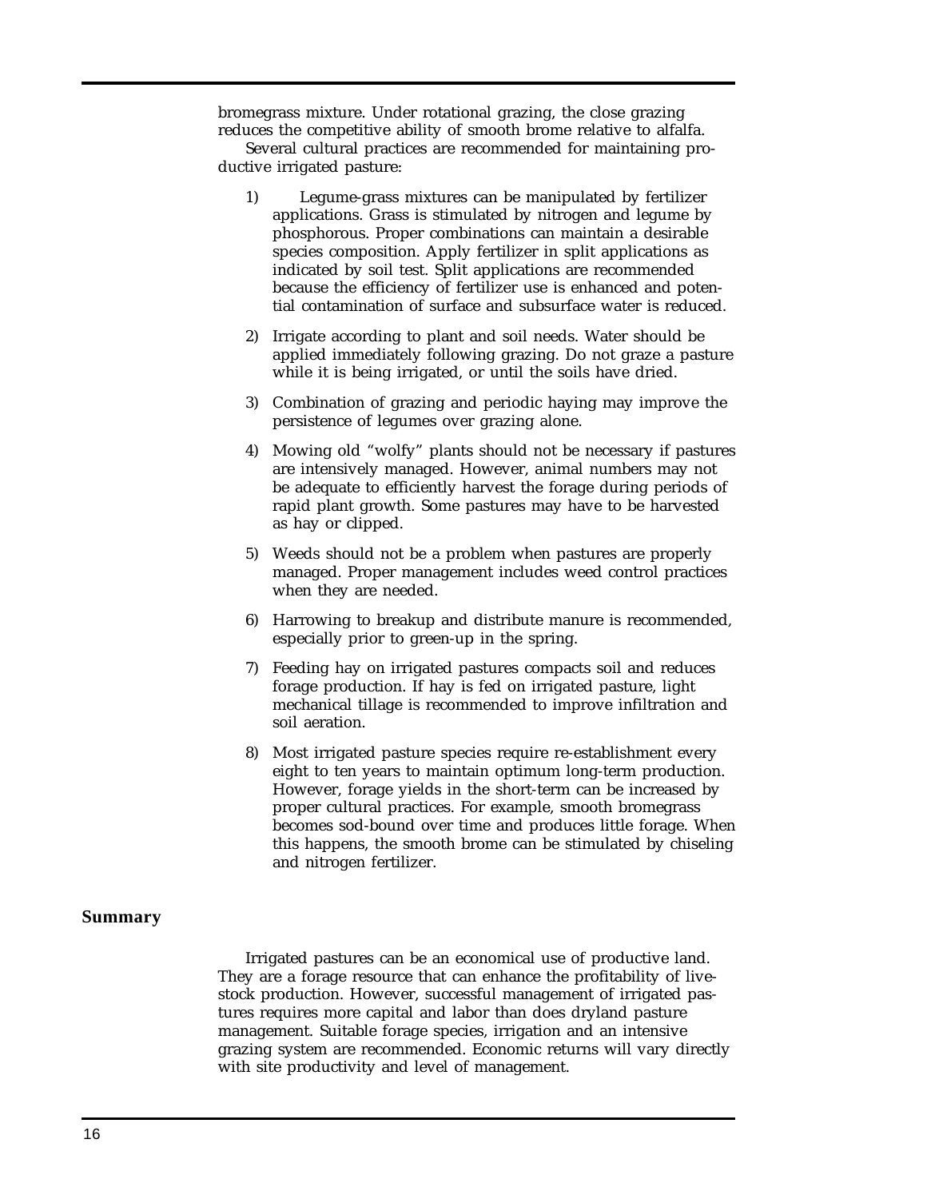bromegrass mixture. Under rotational grazing, the close grazing reduces the competitive ability of smooth brome relative to alfalfa.

Several cultural practices are recommended for maintaining productive irrigated pasture:

1) Legume-grass mixtures can be manipulated by fertilizer applications. Grass is stimulated by nitrogen and legume by phosphorous. Proper combinations can maintain a desirable species composition. Apply fertilizer in split applications as indicated by soil test. Split applications are recommended because the efficiency of fertilizer use is enhanced and potential contamination of surface and subsurface water is reduced.

2) Irrigate according to plant and soil needs. Water should be applied immediately following grazing. Do not graze a pasture while it is being irrigated, or until the soils have dried.

3) Combination of grazing and periodic haying may improve the persistence of legumes over grazing alone.

4) Mowing old "wolfy" plants should not be necessary if pastures are intensively managed. However, animal numbers may not be adequate to efficiently harvest the forage during periods of rapid plant growth. Some pastures may have to be harvested as hay or clipped.

5) Weeds should not be a problem when pastures are properly managed. Proper management includes weed control practices when they are needed.

6) Harrowing to breakup and distribute manure is recommended, especially prior to green-up in the spring.

7) Feeding hay on irrigated pastures compacts soil and reduces forage production. If hay is fed on irrigated pasture, light mechanical tillage is recommended to improve infiltration and soil aeration.

8) Most irrigated pasture species require re-establishment every eight to ten years to maintain optimum long-term production. However, forage yields in the short-term can be increased by proper cultural practices. For example, smooth bromegrass becomes sod-bound over time and produces little forage. When this happens, the smooth brome can be stimulated by chiseling and nitrogen fertilizer.

## Summary

Irrigated pastures can be an economical use of productive land. They are a forage resource that can enhance the profitability of livestock production. However, successful management of irrigated pastures requires more capital and labor than does dryland pasture management. Suitable forage species, irrigation and an intensive grazing system are recommended. Economic returns will vary directly with site productivity and level of management.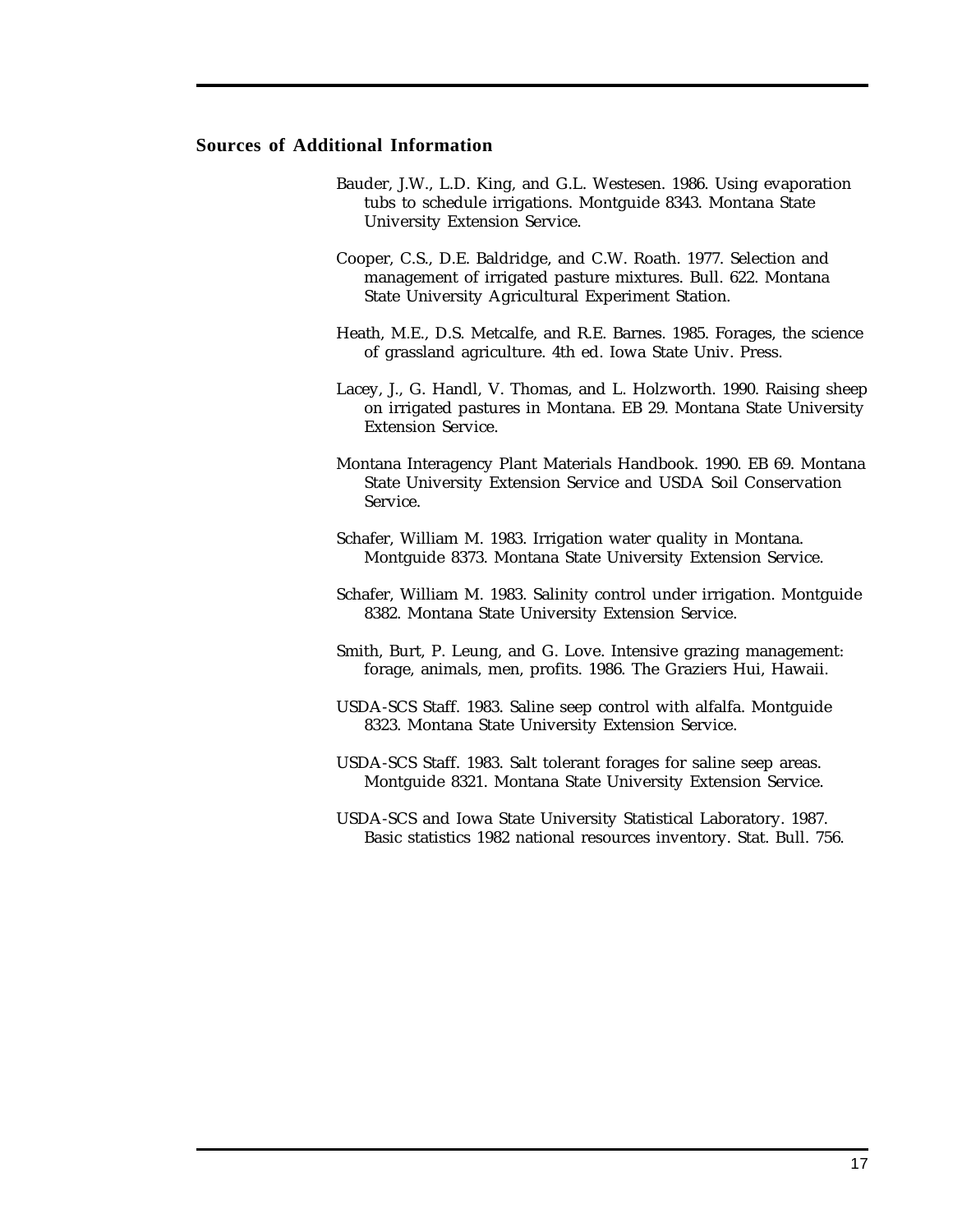## Sources of Additional Information

Bauder, J.W., L.D. King, and G.L. Westesen. 1986. Using evaporation tubs to schedule irrigations. Montguide 8343. Montana State University Extension Service.

Cooper, C.S., D.E. Baldridge, and C.W. Roath. 1977. Selection and management of irrigated pasture mixtures. Bull. 622. Montana State University Agricultural Experiment Station.

Heath, M.E., D.S. Metcalfe, and R.E. Barnes. 1985. Forages, the science of grassland agriculture. 4th ed. Iowa State Univ. Press.

Lacey, J., G. Handl, V. Thomas, and L. Holzworth. 1990. Raising sheep on irrigated pastures in Montana. EB 29. Montana State University Extension Service.

Montana Interagency Plant Materials Handbook. 1990. EB 69. Montana State University Extension Service and USDA Soil Conservation Service.

Schafer, William M. 1983. Irrigation water quality in Montana. Montguide 8373. Montana State University Extension Service.

Schafer, William M. 1983. Salinity control under irrigation. Montguide 8382. Montana State University Extension Service.

Smith, Burt, P. Leung, and G. Love. Intensive grazing management: forage, animals, men, profits. 1986. The Graziers Hui, Hawaii.

USDA-SCS Staff. 1983. Saline seep control with alfalfa. Montguide 8323. Montana State University Extension Service.

USDA-SCS Staff. 1983. Salt tolerant forages for saline seep areas. Montguide 8321. Montana State University Extension Service.

USDA-SCS and Iowa State University Statistical Laboratory. 1987. Basic statistics 1982 national resources inventory. Stat. Bull. 756.